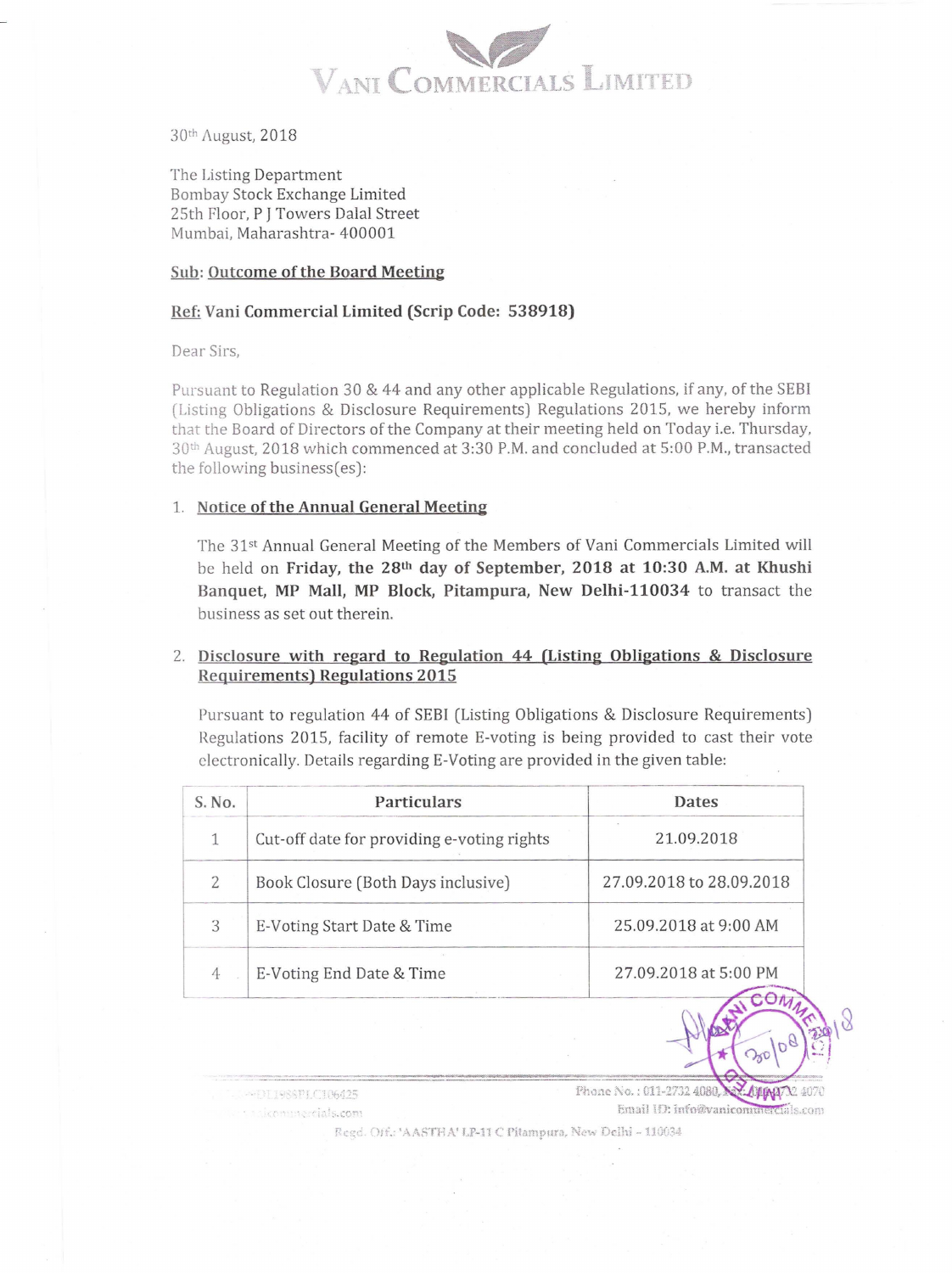# VANI COMMERCIALS LIMITED

30th August, 2018

The Listing Department
Bombay Stock Exchange Limited
25th Floor, P J Towers Dalal Street
Mumbai, Maharashtra- 400001

**Sub: Outcome of the Board Meeting**

**Ref: Vani Commercial Limited (Scrip Code: 538918)**

Dear Sirs,

Pursuant to Regulation 30 & 44 and any other applicable Regulations, if any, of the SEBI (Listing Obligations & Disclosure Requirements) Regulations 2015, we hereby inform that the Board of Directors of the Company at their meeting held on Today i.e. Thursday, 30th August, 2018 which commenced at 3:30 P.M. and concluded at 5:00 P.M., transacted the following business(es):

1. **Notice of the Annual General Meeting**

   The 31st Annual General Meeting of the Members of Vani Commercials Limited will be held on **Friday, the 28th day of September, 2018 at 10:30 A.M. at Khushi Banquet, MP Mall, MP Block, Pitampura, New Delhi-110034** to transact the business as set out therein.

2. **Disclosure with regard to Regulation 44 (Listing Obligations & Disclosure Requirements) Regulations 2015**

   Pursuant to regulation 44 of SEBI (Listing Obligations & Disclosure Requirements) Regulations 2015, facility of remote E-voting is being provided to cast their vote electronically. Details regarding E-Voting are provided in the given table:

| S. No. | Particulars | Dates |
|---|---|---|
| 1 | Cut-off date for providing e-voting rights | 21.09.2018 |
| 2 | Book Closure (Both Days inclusive) | 27.09.2018 to 28.09.2018 |
| 3 | E-Voting Start Date & Time | 25.09.2018 at 9:00 AM |
| 4 | E-Voting End Date & Time | 27.09.2018 at 5:00 PM |

Phone No. : 011-2732 4080, Fax: 011-2732 4070
Email ID: info@vanicommercials.com
Regd. Off.: 'AASTHA' LP-11 C Pitampura, New Delhi – 110034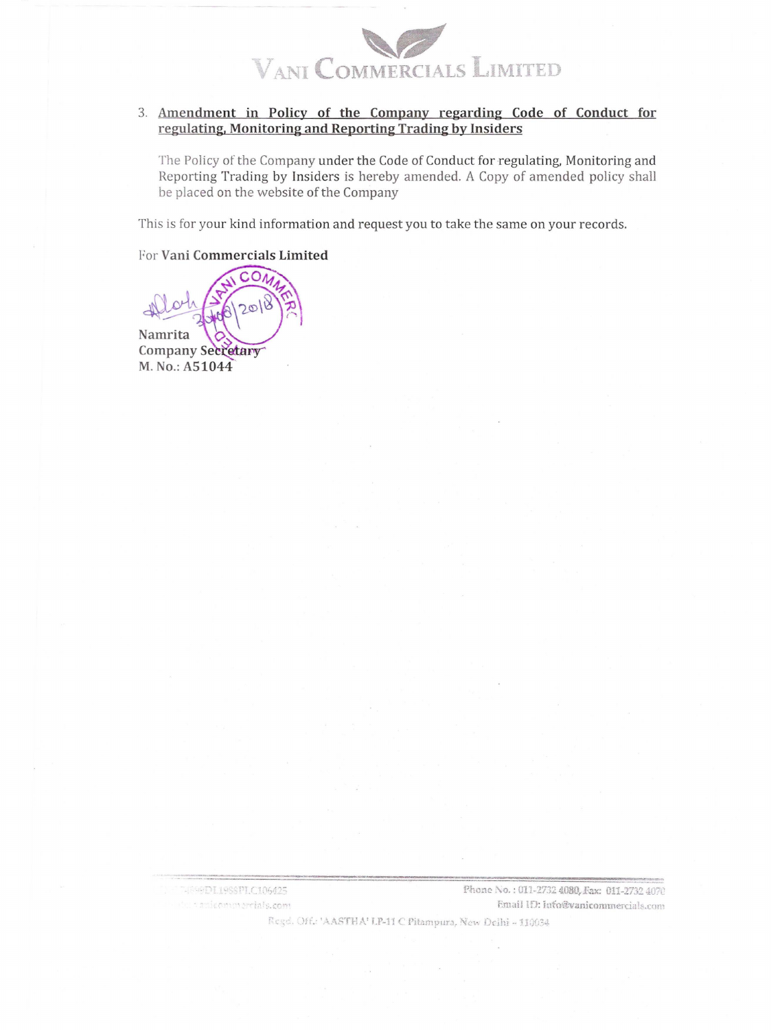3. **Amendment in Policy of the Company regarding Code of Conduct for regulating, Monitoring and Reporting Trading by Insiders**

   The Policy of the Company under the Code of Conduct for regulating, Monitoring and Reporting Trading by Insiders is hereby amended. A Copy of amended policy shall be placed on the website of the Company

This is for your kind information and request you to take the same on your records.

For **Vani Commercials Limited**

30/08/2018

**Namrita**
**Company Secretary**
**M. No.: A51044**